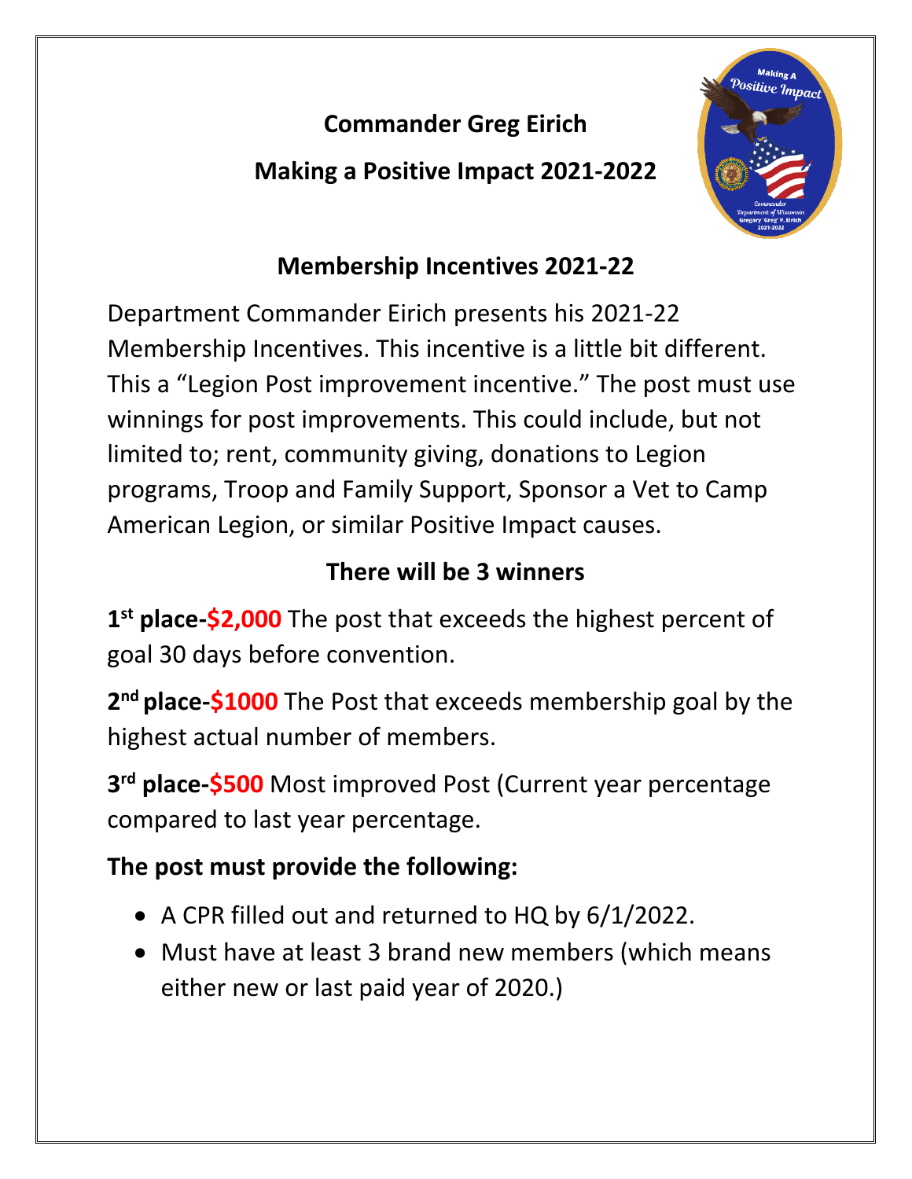**Commander Greg Eirich**

**Making a Positive Impact 2021-2022**

## Membership Incentives 2021-22

Department Commander Eirich presents his 2021-22 Membership Incentives. This incentive is a little bit different. This a "Legion Post improvement incentive." The post must use winnings for post improvements. This could include, but not limited to; rent, community giving, donations to Legion programs, Troop and Family Support, Sponsor a Vet to Camp American Legion, or similar Positive Impact causes.

**There will be 3 winners**

**1st place-$2,000** The post that exceeds the highest percent of goal 30 days before convention.

**2nd place-$1000** The Post that exceeds membership goal by the highest actual number of members.

**3rd place-$500** Most improved Post (Current year percentage compared to last year percentage.

**The post must provide the following:**

- A CPR filled out and returned to HQ by 6/1/2022.
- Must have at least 3 brand new members (which means either new or last paid year of 2020.)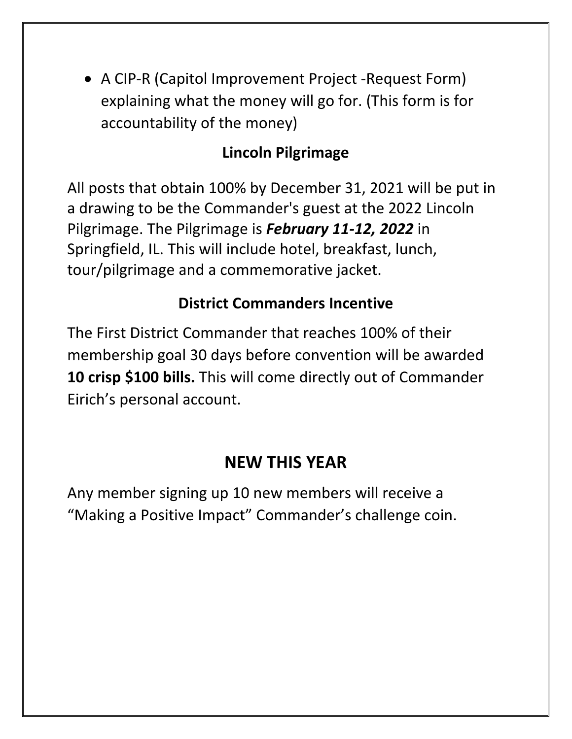- A CIP-R (Capitol Improvement Project -Request Form) explaining what the money will go for. (This form is for accountability of the money)

## Lincoln Pilgrimage

All posts that obtain 100% by December 31, 2021 will be put in a drawing to be the Commander's guest at the 2022 Lincoln Pilgrimage. The Pilgrimage is ***February 11-12, 2022*** in Springfield, IL. This will include hotel, breakfast, lunch, tour/pilgrimage and a commemorative jacket.

## District Commanders Incentive

The First District Commander that reaches 100% of their membership goal 30 days before convention will be awarded **10 crisp $100 bills.** This will come directly out of Commander Eirich's personal account.

# NEW THIS YEAR

Any member signing up 10 new members will receive a "Making a Positive Impact" Commander's challenge coin.